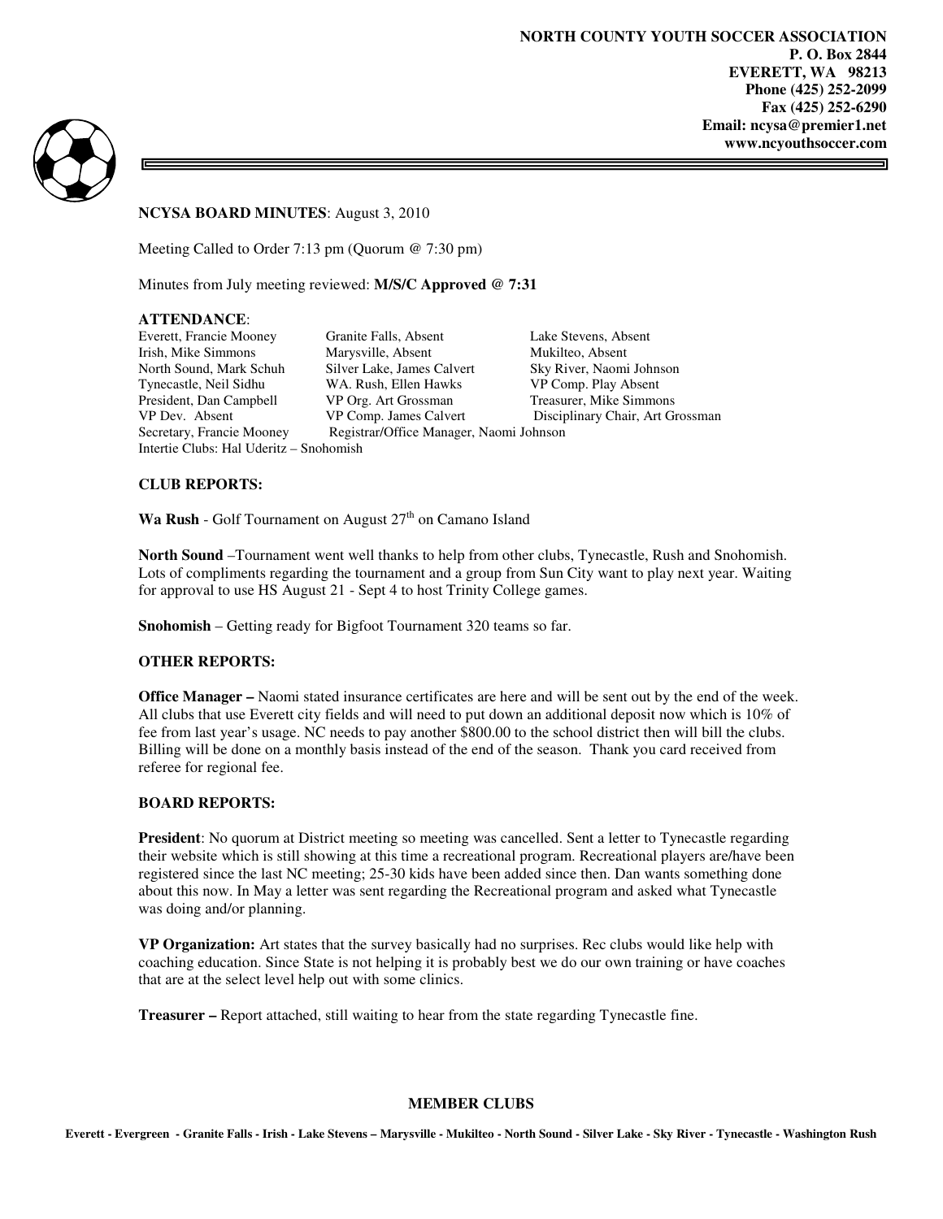**NORTH COUNTY YOUTH SOCCER ASSOCIATION**
**P. O. Box 2844**
**EVERETT, WA 98213**
**Phone (425) 252-2099**
**Fax (425) 252-6290**
**Email: ncysa@premier1.net**
**www.ncyouthsoccer.com**

**NCYSA BOARD MINUTES**: August 3, 2010

Meeting Called to Order 7:13 pm (Quorum @ 7:30 pm)

Minutes from July meeting reviewed: **M/S/C Approved @ 7:31**

**ATTENDANCE**:

| | | |
|---|---|---|
| Everett, Francie Mooney | Granite Falls, Absent | Lake Stevens, Absent |
| Irish, Mike Simmons | Marysville, Absent | Mukilteo, Absent |
| North Sound, Mark Schuh | Silver Lake, James Calvert | Sky River, Naomi Johnson |
| Tynecastle, Neil Sidhu | WA. Rush, Ellen Hawks | VP Comp. Play Absent |
| President, Dan Campbell | VP Org. Art Grossman | Treasurer, Mike Simmons |
| VP Dev. Absent | VP Comp. James Calvert | Disciplinary Chair, Art Grossman |
| Secretary, Francie Mooney | Registrar/Office Manager, Naomi Johnson | |

Intertie Clubs: Hal Uderitz – Snohomish

**CLUB REPORTS:**

**Wa Rush** - Golf Tournament on August 27th on Camano Island

**North Sound** –Tournament went well thanks to help from other clubs, Tynecastle, Rush and Snohomish. Lots of compliments regarding the tournament and a group from Sun City want to play next year. Waiting for approval to use HS August 21 - Sept 4 to host Trinity College games.

**Snohomish** – Getting ready for Bigfoot Tournament 320 teams so far.

**OTHER REPORTS:**

**Office Manager –** Naomi stated insurance certificates are here and will be sent out by the end of the week. All clubs that use Everett city fields and will need to put down an additional deposit now which is 10% of fee from last year's usage. NC needs to pay another $800.00 to the school district then will bill the clubs. Billing will be done on a monthly basis instead of the end of the season. Thank you card received from referee for regional fee.

**BOARD REPORTS:**

**President**: No quorum at District meeting so meeting was cancelled. Sent a letter to Tynecastle regarding their website which is still showing at this time a recreational program. Recreational players are/have been registered since the last NC meeting; 25-30 kids have been added since then. Dan wants something done about this now. In May a letter was sent regarding the Recreational program and asked what Tynecastle was doing and/or planning.

**VP Organization:** Art states that the survey basically had no surprises. Rec clubs would like help with coaching education. Since State is not helping it is probably best we do our own training or have coaches that are at the select level help out with some clinics.

**Treasurer –** Report attached, still waiting to hear from the state regarding Tynecastle fine.

**MEMBER CLUBS**

**Everett - Evergreen - Granite Falls - Irish - Lake Stevens – Marysville - Mukilteo - North Sound - Silver Lake - Sky River - Tynecastle - Washington Rush**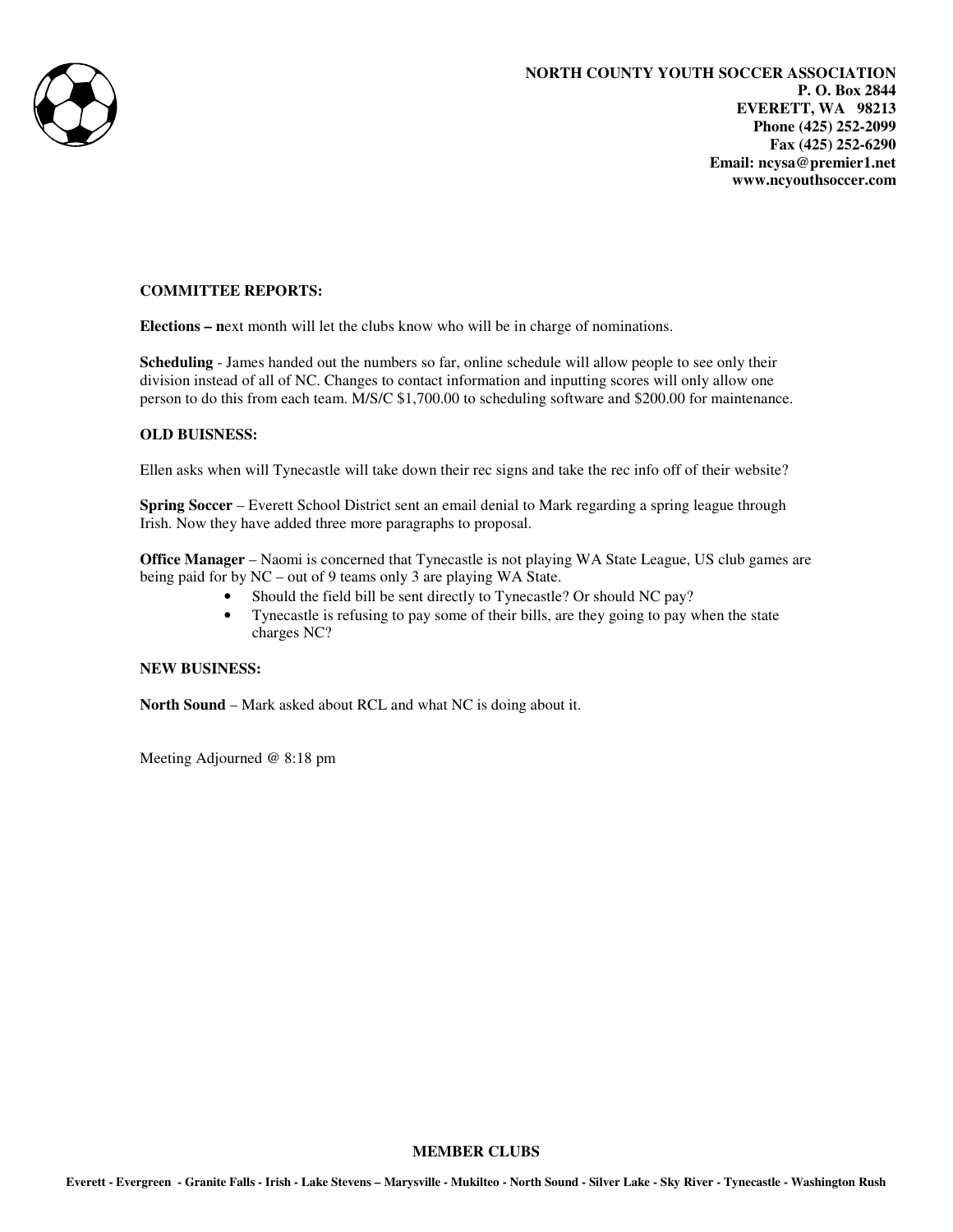**NORTH COUNTY YOUTH SOCCER ASSOCIATION**
**P. O. Box 2844**
**EVERETT, WA 98213**
**Phone (425) 252-2099**
**Fax (425) 252-6290**
**Email: ncysa@premier1.net**
**www.ncyouthsoccer.com**

**COMMITTEE REPORTS:**

**Elections – n**ext month will let the clubs know who will be in charge of nominations.

**Scheduling** - James handed out the numbers so far, online schedule will allow people to see only their division instead of all of NC. Changes to contact information and inputting scores will only allow one person to do this from each team. M/S/C $1,700.00 to scheduling software and $200.00 for maintenance.

**OLD BUISNESS:**

Ellen asks when will Tynecastle will take down their rec signs and take the rec info off of their website?

**Spring Soccer** – Everett School District sent an email denial to Mark regarding a spring league through Irish. Now they have added three more paragraphs to proposal.

**Office Manager** – Naomi is concerned that Tynecastle is not playing WA State League, US club games are being paid for by NC – out of 9 teams only 3 are playing WA State.

- Should the field bill be sent directly to Tynecastle? Or should NC pay?
- Tynecastle is refusing to pay some of their bills, are they going to pay when the state charges NC?

**NEW BUSINESS:**

**North Sound** – Mark asked about RCL and what NC is doing about it.

Meeting Adjourned @ 8:18 pm

**MEMBER CLUBS**

**Everett - Evergreen - Granite Falls - Irish - Lake Stevens – Marysville - Mukilteo - North Sound - Silver Lake - Sky River - Tynecastle - Washington Rush**